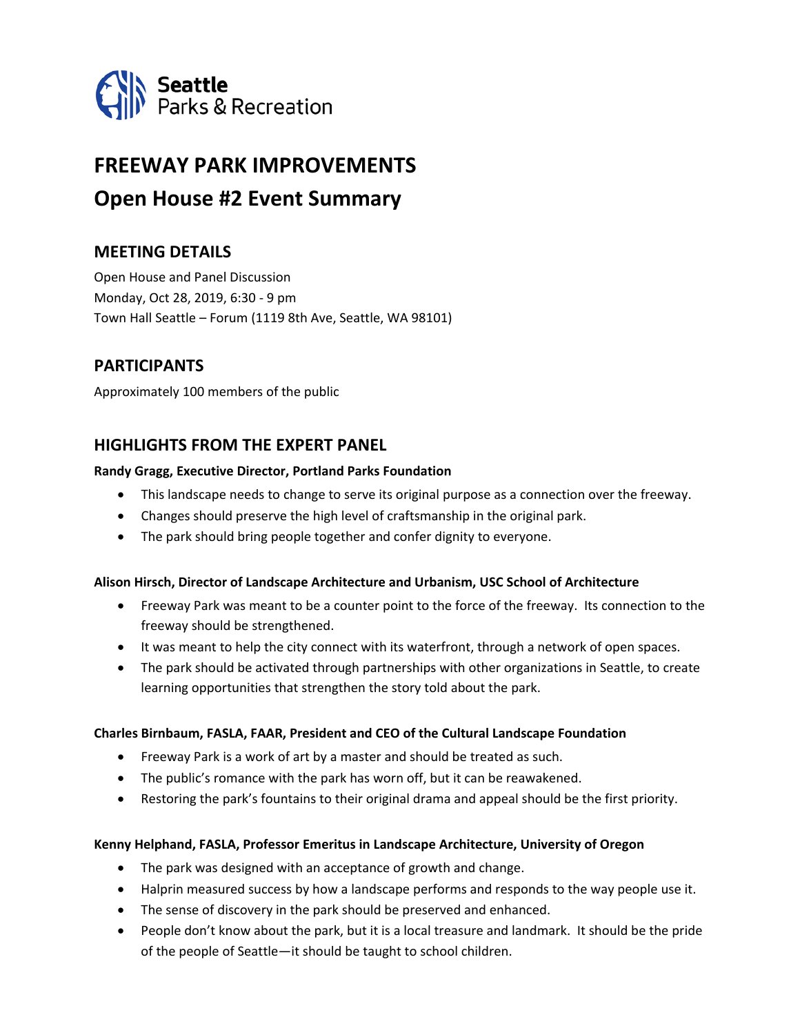Seattle Parks & Recreation

# FREEWAY PARK IMPROVEMENTS

# Open House #2 Event Summary

## MEETING DETAILS

Open House and Panel Discussion
Monday, Oct 28, 2019, 6:30 - 9 pm
Town Hall Seattle – Forum (1119 8th Ave, Seattle, WA 98101)

## PARTICIPANTS

Approximately 100 members of the public

## HIGHLIGHTS FROM THE EXPERT PANEL

**Randy Gragg, Executive Director, Portland Parks Foundation**

- This landscape needs to change to serve its original purpose as a connection over the freeway.
- Changes should preserve the high level of craftsmanship in the original park.
- The park should bring people together and confer dignity to everyone.

**Alison Hirsch, Director of Landscape Architecture and Urbanism, USC School of Architecture**

- Freeway Park was meant to be a counter point to the force of the freeway. Its connection to the freeway should be strengthened.
- It was meant to help the city connect with its waterfront, through a network of open spaces.
- The park should be activated through partnerships with other organizations in Seattle, to create learning opportunities that strengthen the story told about the park.

**Charles Birnbaum, FASLA, FAAR, President and CEO of the Cultural Landscape Foundation**

- Freeway Park is a work of art by a master and should be treated as such.
- The public's romance with the park has worn off, but it can be reawakened.
- Restoring the park's fountains to their original drama and appeal should be the first priority.

**Kenny Helphand, FASLA, Professor Emeritus in Landscape Architecture, University of Oregon**

- The park was designed with an acceptance of growth and change.
- Halprin measured success by how a landscape performs and responds to the way people use it.
- The sense of discovery in the park should be preserved and enhanced.
- People don't know about the park, but it is a local treasure and landmark. It should be the pride of the people of Seattle—it should be taught to school children.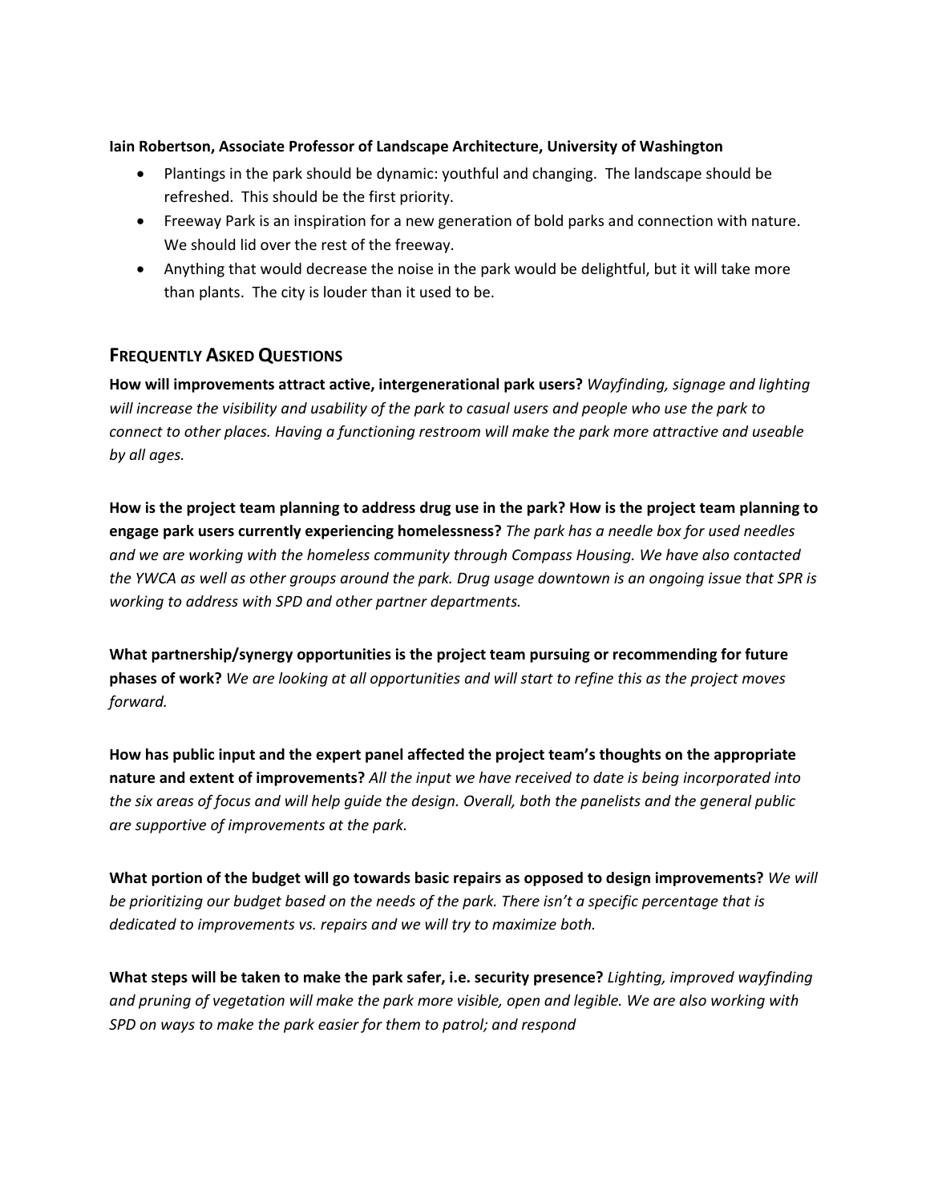**Iain Robertson, Associate Professor of Landscape Architecture, University of Washington**

- Plantings in the park should be dynamic: youthful and changing. The landscape should be refreshed. This should be the first priority.
- Freeway Park is an inspiration for a new generation of bold parks and connection with nature. We should lid over the rest of the freeway.
- Anything that would decrease the noise in the park would be delightful, but it will take more than plants. The city is louder than it used to be.

## Frequently Asked Questions

**How will improvements attract active, intergenerational park users?** *Wayfinding, signage and lighting will increase the visibility and usability of the park to casual users and people who use the park to connect to other places. Having a functioning restroom will make the park more attractive and useable by all ages.*

**How is the project team planning to address drug use in the park? How is the project team planning to engage park users currently experiencing homelessness?** *The park has a needle box for used needles and we are working with the homeless community through Compass Housing. We have also contacted the YWCA as well as other groups around the park. Drug usage downtown is an ongoing issue that SPR is working to address with SPD and other partner departments.*

**What partnership/synergy opportunities is the project team pursuing or recommending for future phases of work?** *We are looking at all opportunities and will start to refine this as the project moves forward.*

**How has public input and the expert panel affected the project team's thoughts on the appropriate nature and extent of improvements?** *All the input we have received to date is being incorporated into the six areas of focus and will help guide the design. Overall, both the panelists and the general public are supportive of improvements at the park.*

**What portion of the budget will go towards basic repairs as opposed to design improvements?** *We will be prioritizing our budget based on the needs of the park. There isn't a specific percentage that is dedicated to improvements vs. repairs and we will try to maximize both.*

**What steps will be taken to make the park safer, i.e. security presence?** *Lighting, improved wayfinding and pruning of vegetation will make the park more visible, open and legible. We are also working with SPD on ways to make the park easier for them to patrol; and respond*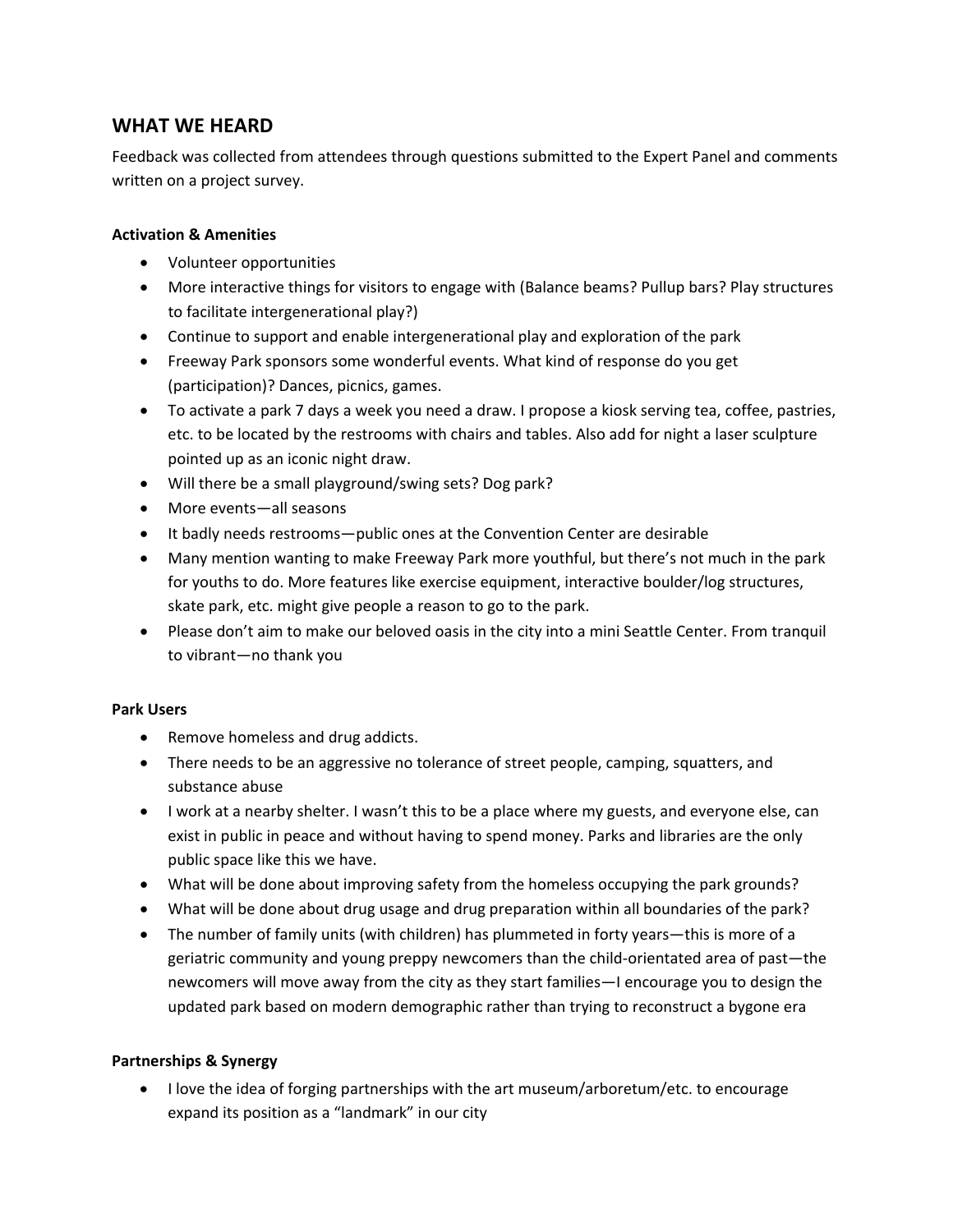## WHAT WE HEARD

Feedback was collected from attendees through questions submitted to the Expert Panel and comments written on a project survey.

### Activation & Amenities

- Volunteer opportunities
- More interactive things for visitors to engage with (Balance beams? Pullup bars? Play structures to facilitate intergenerational play?)
- Continue to support and enable intergenerational play and exploration of the park
- Freeway Park sponsors some wonderful events. What kind of response do you get (participation)? Dances, picnics, games.
- To activate a park 7 days a week you need a draw. I propose a kiosk serving tea, coffee, pastries, etc. to be located by the restrooms with chairs and tables. Also add for night a laser sculpture pointed up as an iconic night draw.
- Will there be a small playground/swing sets? Dog park?
- More events—all seasons
- It badly needs restrooms—public ones at the Convention Center are desirable
- Many mention wanting to make Freeway Park more youthful, but there's not much in the park for youths to do. More features like exercise equipment, interactive boulder/log structures, skate park, etc. might give people a reason to go to the park.
- Please don't aim to make our beloved oasis in the city into a mini Seattle Center. From tranquil to vibrant—no thank you

### Park Users

- Remove homeless and drug addicts.
- There needs to be an aggressive no tolerance of street people, camping, squatters, and substance abuse
- I work at a nearby shelter. I wasn't this to be a place where my guests, and everyone else, can exist in public in peace and without having to spend money. Parks and libraries are the only public space like this we have.
- What will be done about improving safety from the homeless occupying the park grounds?
- What will be done about drug usage and drug preparation within all boundaries of the park?
- The number of family units (with children) has plummeted in forty years—this is more of a geriatric community and young preppy newcomers than the child-orientated area of past—the newcomers will move away from the city as they start families—I encourage you to design the updated park based on modern demographic rather than trying to reconstruct a bygone era

### Partnerships & Synergy

- I love the idea of forging partnerships with the art museum/arboretum/etc. to encourage expand its position as a "landmark" in our city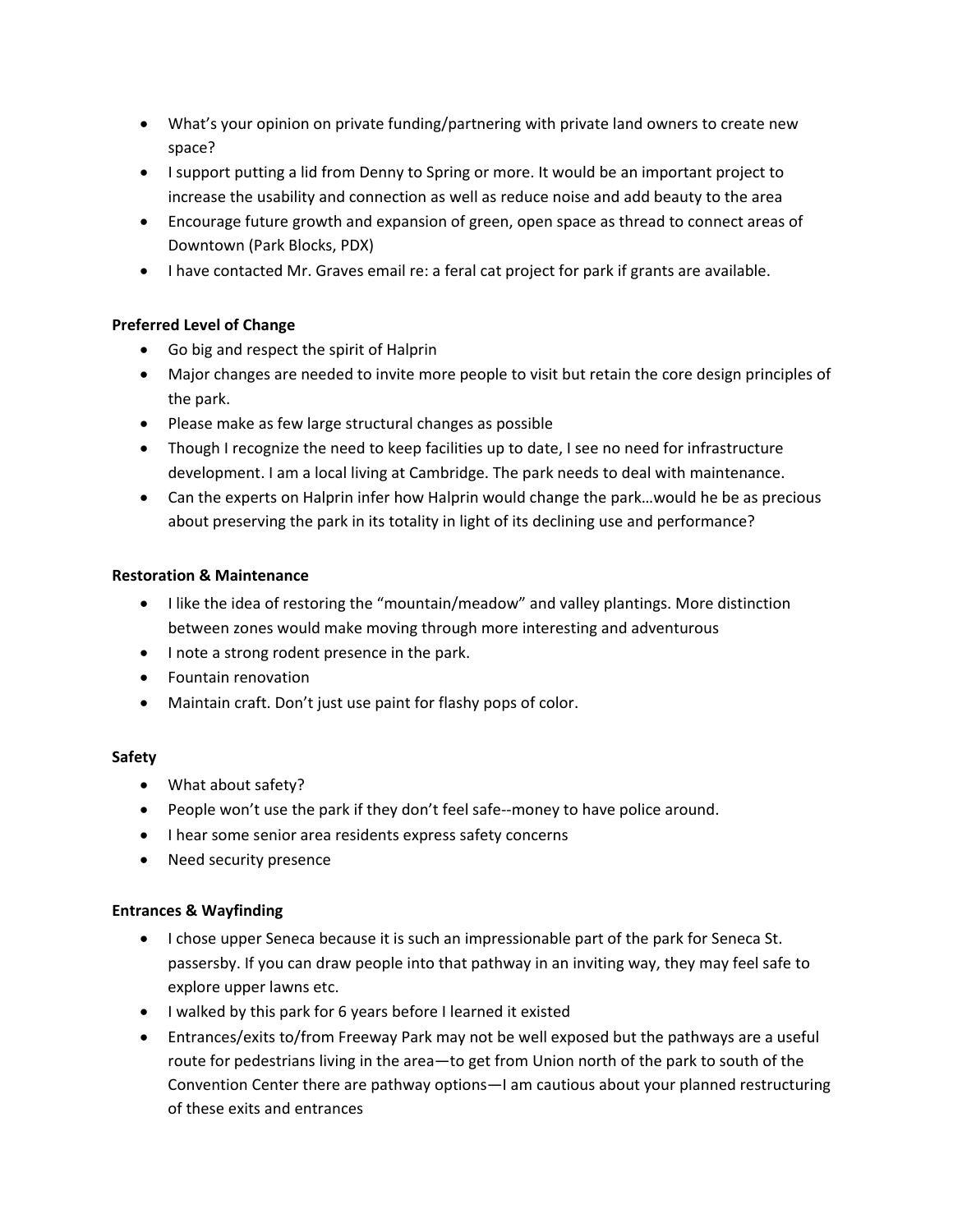- What's your opinion on private funding/partnering with private land owners to create new space?
- I support putting a lid from Denny to Spring or more. It would be an important project to increase the usability and connection as well as reduce noise and add beauty to the area
- Encourage future growth and expansion of green, open space as thread to connect areas of Downtown (Park Blocks, PDX)
- I have contacted Mr. Graves email re: a feral cat project for park if grants are available.

**Preferred Level of Change**

- Go big and respect the spirit of Halprin
- Major changes are needed to invite more people to visit but retain the core design principles of the park.
- Please make as few large structural changes as possible
- Though I recognize the need to keep facilities up to date, I see no need for infrastructure development. I am a local living at Cambridge. The park needs to deal with maintenance.
- Can the experts on Halprin infer how Halprin would change the park…would he be as precious about preserving the park in its totality in light of its declining use and performance?

**Restoration & Maintenance**

- I like the idea of restoring the "mountain/meadow" and valley plantings. More distinction between zones would make moving through more interesting and adventurous
- I note a strong rodent presence in the park.
- Fountain renovation
- Maintain craft. Don't just use paint for flashy pops of color.

**Safety**

- What about safety?
- People won't use the park if they don't feel safe--money to have police around.
- I hear some senior area residents express safety concerns
- Need security presence

**Entrances & Wayfinding**

- I chose upper Seneca because it is such an impressionable part of the park for Seneca St. passersby. If you can draw people into that pathway in an inviting way, they may feel safe to explore upper lawns etc.
- I walked by this park for 6 years before I learned it existed
- Entrances/exits to/from Freeway Park may not be well exposed but the pathways are a useful route for pedestrians living in the area—to get from Union north of the park to south of the Convention Center there are pathway options—I am cautious about your planned restructuring of these exits and entrances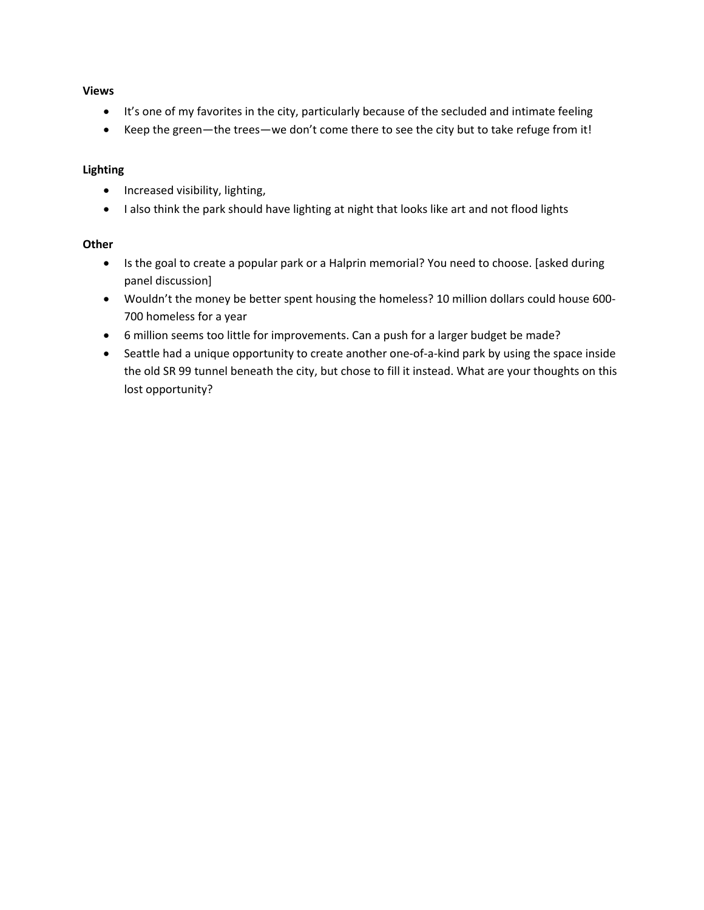**Views**

- It’s one of my favorites in the city, particularly because of the secluded and intimate feeling
- Keep the green—the trees—we don’t come there to see the city but to take refuge from it!

**Lighting**

- Increased visibility, lighting,
- I also think the park should have lighting at night that looks like art and not flood lights

**Other**

- Is the goal to create a popular park or a Halprin memorial? You need to choose. [asked during panel discussion]
- Wouldn’t the money be better spent housing the homeless? 10 million dollars could house 600-700 homeless for a year
- 6 million seems too little for improvements. Can a push for a larger budget be made?
- Seattle had a unique opportunity to create another one-of-a-kind park by using the space inside the old SR 99 tunnel beneath the city, but chose to fill it instead. What are your thoughts on this lost opportunity?